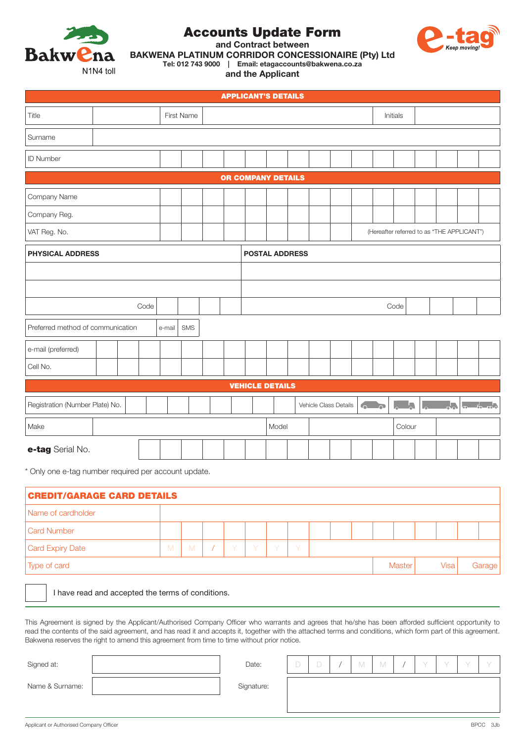Bakwena
N1N4 toll

# Accounts Update Form

**and Contract between**
**BAKWENA PLATINUM CORRIDOR CONCESSIONAIRE (Pty) Ltd**
**Tel: 012 743 9000 | Email: etagaccounts@bakwena.co.za**
**and the Applicant**

e-tag Keep moving!

## APPLICANT'S DETAILS

| Title | | First Name | | Initials | |
|---|---|---|---|---|---|
| Surname | | | | | |
| ID Number | | | | | |

## OR COMPANY DETAILS

| | |
|---|---|
| Company Name | |
| Company Reg. | |
| VAT Reg. No. | (Hereafter referred to as "THE APPLICANT") |

| PHYSICAL ADDRESS | POSTAL ADDRESS |
|---|---|
| | |
| | |
| Code | Code |

| Preferred method of communication | e-mail | SMS |
|---|---|---|

| | |
|---|---|
| e-mail (preferred) | |
| Cell No. | |

## VEHICLE DETAILS

| Registration (Number Plate) No. | | Vehicle Class Details | | | | |
|---|---|---|---|---|---|---|
| Make | | Model | | Colour | | |

| **e-tag** Serial No. | |
|---|---|

\* Only one e-tag number required per account update.

## CREDIT/GARAGE CARD DETAILS

| | | | |
|---|---|---|---|
| Name of cardholder | | | |
| Card Number | | | |
| Card Expiry Date | M M / Y Y Y Y | | |
| Type of card | Master | Visa | Garage |

☐ I have read and accepted the terms of conditions.

This Agreement is signed by the Applicant/Authorised Company Officer who warrants and agrees that he/she has been afforded sufficient opportunity to read the contents of the said agreement, and has read it and accepts it, together with the attached terms and conditions, which form part of this agreement. Bakwena reserves the right to amend this agreement from time to time without prior notice.

| | | | |
|---|---|---|---|
| Signed at: | | Date: | D D / M M / Y Y Y Y |
| Name & Surname: | | Signature: | |

Applicant or Authorised Company Officer

BPCC 3Jb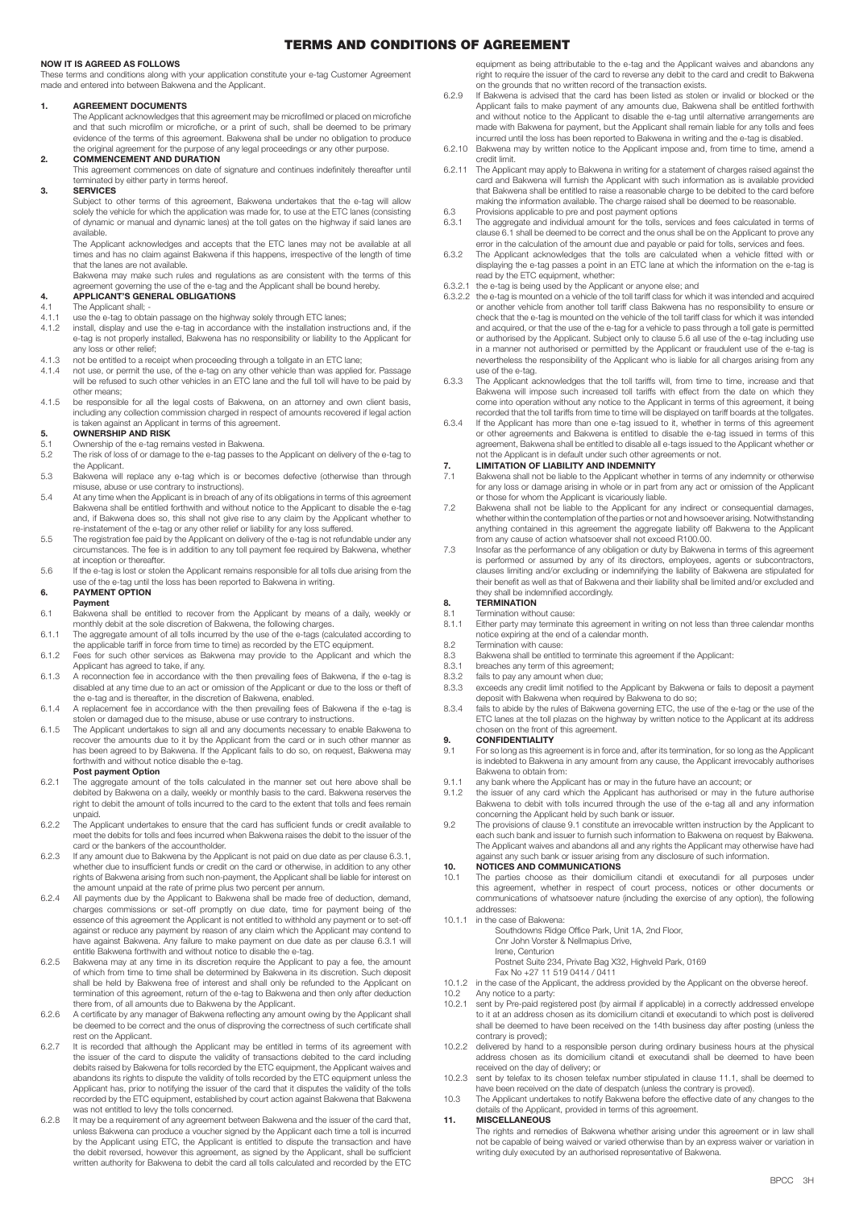# TERMS AND CONDITIONS OF AGREEMENT

**NOW IT IS AGREED AS FOLLOWS**

These terms and conditions along with your application constitute your e-tag Customer Agreement made and entered into between Bakwena and the Applicant.

**1. AGREEMENT DOCUMENTS**

The Applicant acknowledges that this agreement may be microfilmed or placed on microfiche and that such microfilm or microfiche, or a print of such, shall be deemed to be primary evidence of the terms of this agreement. Bakwena shall be under no obligation to produce the original agreement for the purpose of any legal proceedings or any other purpose.

**2. COMMENCEMENT AND DURATION**

This agreement commences on date of signature and continues indefinitely thereafter until terminated by either party in terms hereof.

**3. SERVICES**

Subject to other terms of this agreement, Bakwena undertakes that the e-tag will allow solely the vehicle for which the application was made for, to use at the ETC lanes (consisting of dynamic or manual and dynamic lanes) at the toll gates on the highway if said lanes are available.

The Applicant acknowledges and accepts that the ETC lanes may not be available at all times and has no claim against Bakwena if this happens, irrespective of the length of time that the lanes are not available.

Bakwena may make such rules and regulations as are consistent with the terms of this agreement governing the use of the e-tag and the Applicant shall be bound hereby.

**4. APPLICANT'S GENERAL OBLIGATIONS**

4.1 The Applicant shall; -

4.1.1 use the e-tag to obtain passage on the highway solely through ETC lanes;

4.1.2 install, display and use the e-tag in accordance with the installation instructions and, if the e-tag is not properly installed, Bakwena has no responsibility or liability to the Applicant for any loss or other relief;

4.1.3 not be entitled to a receipt when proceeding through a tollgate in an ETC lane;

4.1.4 not use, or permit the use, of the e-tag on any other vehicle than was applied for. Passage will be refused to such other vehicles in an ETC lane and the full toll will have to be paid by other means;

4.1.5 be responsible for all the legal costs of Bakwena, on an attorney and own client basis, including any collection commission charged in respect of amounts recovered if legal action is taken against an Applicant in terms of this agreement.

**5. OWNERSHIP AND RISK**

5.1 Ownership of the e-tag remains vested in Bakwena.

5.2 The risk of loss of or damage to the e-tag passes to the Applicant on delivery of the e-tag to the Applicant.

5.3 Bakwena will replace any e-tag which is or becomes defective (otherwise than through misuse, abuse or use contrary to instructions).

5.4 At any time when the Applicant is in breach of any of its obligations in terms of this agreement Bakwena shall be entitled forthwith and without notice to the Applicant to disable the e-tag and, if Bakwena does so, this shall not give rise to any claim by the Applicant whether to re-instatement of the e-tag or any other relief or liability for any loss suffered.

5.5 The registration fee paid by the Applicant on delivery of the e-tag is not refundable under any circumstances. The fee is in addition to any toll payment fee required by Bakwena, whether at inception or thereafter.

5.6 If the e-tag is lost or stolen the Applicant remains responsible for all tolls due arising from the use of the e-tag until the loss has been reported to Bakwena in writing.

**6. PAYMENT OPTION**

**Payment**

6.1 Bakwena shall be entitled to recover from the Applicant by means of a daily, weekly or monthly debit at the sole discretion of Bakwena, the following charges.

6.1.1 The aggregate amount of all tolls incurred by the use of the e-tags (calculated according to the applicable tariff in force from time to time) as recorded by the ETC equipment.

6.1.2 Fees for such other services as Bakwena may provide to the Applicant and which the Applicant has agreed to take, if any.

6.1.3 A reconnection fee in accordance with the then prevailing fees of Bakwena, if the e-tag is disabled at any time due to an act or omission of the Applicant or due to the loss or theft of the e-tag and is thereafter, in the discretion of Bakwena, enabled.

6.1.4 A replacement fee in accordance with the then prevailing fees of Bakwena if the e-tag is stolen or damaged due to the misuse, abuse or use contrary to instructions.

6.1.5 The Applicant undertakes to sign all and any documents necessary to enable Bakwena to recover the amounts due to it by the Applicant from the card or in such other manner as has been agreed to by Bakwena. If the Applicant fails to do so, on request, Bakwena may forthwith and without notice disable the e-tag.

**Post payment Option**

6.2.1 The aggregate amount of the tolls calculated in the manner set out here above shall be debited by Bakwena on a daily, weekly or monthly basis to the card. Bakwena reserves the right to debit the amount of tolls incurred to the card to the extent that tolls and fees remain unpaid.

6.2.2 The Applicant undertakes to ensure that the card has sufficient funds or credit available to meet the debits for tolls and fees incurred when Bakwena raises the debit to the issuer of the card or the bankers of the accountholder.

6.2.3 If any amount due to Bakwena by the Applicant is not paid on due date as per clause 6.3.1, whether due to insufficient funds or credit on the card or otherwise, in addition to any other rights of Bakwena arising from such non-payment, the Applicant shall be liable for interest on the amount unpaid at the rate of prime plus two percent per annum.

6.2.4 All payments due by the Applicant to Bakwena shall be made free of deduction, demand, charges commissions or set-off promptly on due date, time for payment being of the essence of this agreement the Applicant is not entitled to withhold any payment or to set-off against or reduce any payment by reason of any claim which the Applicant may contend to have against Bakwena. Any failure to make payment on due date as per clause 6.3.1 will entitle Bakwena forthwith and without notice to disable the e-tag.

6.2.5 Bakwena may at any time in its discretion require the Applicant to pay a fee, the amount of which from time to time shall be determined by Bakwena in its discretion. Such deposit shall be held by Bakwena free of interest and shall only be refunded to the Applicant on termination of this agreement, return of the e-tag to Bakwena and then only after deduction there from, of all amounts due to Bakwena by the Applicant.

6.2.6 A certificate by any manager of Bakwena reflecting any amount owing by the Applicant shall be deemed to be correct and the onus of disproving the correctness of such certificate shall rest on the Applicant.

6.2.7 It is recorded that although the Applicant may be entitled in terms of its agreement with the issuer of the card to dispute the validity of transactions debited to the card including debits raised by Bakwena for tolls recorded by the ETC equipment, the Applicant waives and abandons its rights to dispute the validity of tolls recorded by the ETC equipment unless the Applicant has, prior to notifying the issuer of the card that it disputes the validity of the tolls recorded by the ETC equipment, established by court action against Bakwena that Bakwena was not entitled to levy the tolls concerned.

6.2.8 It may be a requirement of any agreement between Bakwena and the issuer of the card that, unless Bakwena can produce a voucher signed by the Applicant each time a toll is incurred by the Applicant using ETC, the Applicant is entitled to dispute the transaction and have the debit reversed, however this agreement, as signed by the Applicant, shall be sufficient written authority for Bakwena to debit the card all tolls calculated and recorded by the ETC equipment as being attributable to the e-tag and the Applicant waives and abandons any right to require the issuer of the card to reverse any debit to the card and credit to Bakwena on the grounds that no written record of the transaction exists.

6.2.9 If Bakwena is advised that the card has been listed as stolen or invalid or blocked or the Applicant fails to make payment of any amounts due, Bakwena shall be entitled forthwith and without notice to the Applicant to disable the e-tag until alternative arrangements are made with Bakwena for payment, but the Applicant shall remain liable for any tolls and fees incurred until the loss has been reported to Bakwena in writing and the e-tag is disabled.

6.2.10 Bakwena may by written notice to the Applicant impose and, from time to time, amend a credit limit.

6.2.11 The Applicant may apply to Bakwena in writing for a statement of charges raised against the card and Bakwena will furnish the Applicant with such information as is available provided that Bakwena shall be entitled to raise a reasonable charge to be debited to the card before making the information available. The charge raised shall be deemed to be reasonable.

6.3 Provisions applicable to pre and post payment options

6.3.1 The aggregate and individual amount for the tolls, services and fees calculated in terms of clause 6.1 shall be deemed to be correct and the onus shall be on the Applicant to prove any error in the calculation of the amount due and payable or paid for tolls, services and fees.

6.3.2 The Applicant acknowledges that the tolls are calculated when a vehicle fitted with or displaying the e-tag passes a point in an ETC lane at which the information on the e-tag is read by the ETC equipment, whether:

6.3.2.1 the e-tag is being used by the Applicant or anyone else; and

6.3.2.2 the e-tag is mounted on a vehicle of the toll tariff class for which it was intended and acquired or another vehicle from another toll tariff class Bakwena has no responsibility to ensure or check that the e-tag is mounted on the vehicle of the toll tariff class for which it was intended and acquired, or that the use of the e-tag for a vehicle to pass through a toll gate is permitted or authorised by the Applicant. Subject only to clause 5.6 all use of the e-tag including use in a manner not authorised or permitted by the Applicant or fraudulent use of the e-tag is nevertheless the responsibility of the Applicant who is liable for all charges arising from any use of the e-tag.

6.3.3 The Applicant acknowledges that the toll tariffs will, from time to time, increase and that Bakwena will impose such increased toll tariffs with effect from the date on which they come into operation without any notice to the Applicant in terms of this agreement, it being recorded that the toll tariffs from time to time will be displayed on tariff boards at the tollgates.

6.3.4 If the Applicant has more than one e-tag issued to it, whether in terms of this agreement or other agreements and Bakwena is entitled to disable the e-tag issued in terms of this agreement, Bakwena shall be entitled to disable all e-tags issued to the Applicant whether or not the Applicant is in default under such other agreements or not.

**7. LIMITATION OF LIABILITY AND INDEMNITY**

7.1 Bakwena shall not be liable to the Applicant whether in terms of any indemnity or otherwise for any loss or damage arising in whole or in part from any act or omission of the Applicant or those for whom the Applicant is vicariously liable.

7.2 Bakwena shall not be liable to the Applicant for any indirect or consequential damages, whether within the contemplation of the parties or not and howsoever arising. Notwithstanding anything contained in this agreement the aggregate liability off Bakwena to the Applicant from any cause of action whatsoever shall not exceed R100.00.

7.3 Insofar as the performance of any obligation or duty by Bakwena in terms of this agreement is performed or assumed by any of its directors, employees, agents or subcontractors, clauses limiting and/or excluding or indemnifying the liability of Bakwena are stipulated for their benefit as well as that of Bakwena and their liability shall be limited and/or excluded and they shall be indemnified accordingly.

**8. TERMINATION**

8.1 Termination without cause:

8.1.1 Either party may terminate this agreement in writing on not less than three calendar months notice expiring at the end of a calendar month.

8.2 Termination with cause:

8.3 Bakwena shall be entitled to terminate this agreement if the Applicant:

8.3.1 breaches any term of this agreement;

8.3.2 fails to pay any amount when due;

8.3.3 exceeds any credit limit notified to the Applicant by Bakwena or fails to deposit a payment deposit with Bakwena when required by Bakwena to do so;

8.3.4 fails to abide by the rules of Bakwena governing ETC, the use of the e-tag or the use of the ETC lanes at the toll plazas on the highway by written notice to the Applicant at its address chosen on the front of this agreement.

**9. CONFIDENTIALITY**

9.1 For so long as this agreement is in force and, after its termination, for so long as the Applicant is indebted to Bakwena in any amount from any cause, the Applicant irrevocably authorises Bakwena to obtain from:

9.1.1 any bank where the Applicant has or may in the future have an account; or

9.1.2 the issuer of any card which the Applicant has authorised or may in the future authorise Bakwena to debit with tolls incurred through the use of the e-tag all and any information concerning the Applicant held by such bank or issuer.

9.2 The provisions of clause 9.1 constitute an irrevocable written instruction by the Applicant to each such bank and issuer to furnish such information to Bakwena on request by Bakwena. The Applicant waives and abandons all and any rights the Applicant may otherwise have had against any such bank or issuer arising from any disclosure of such information.

**10. NOTICES AND COMMUNICATIONS**

10.1 The parties choose as their domicilium citandi et executandi for all purposes under this agreement, whether in respect of court process, notices or other documents or communications of whatsoever nature (including the exercise of any option), the following addresses:

10.1.1 in the case of Bakwena:

Southdowns Ridge Office Park, Unit 1A, 2nd Floor,
Cnr John Vorster & Nellmapius Drive,
Irene, Centurion
Postnet Suite 234, Private Bag X32, Highveld Park, 0169
Fax No +27 11 519 0414 / 0411

10.1.2 in the case of the Applicant, the address provided by the Applicant on the obverse hereof.

10.2 Any notice to a party:

10.2.1 sent by Pre-paid registered post (by airmail if applicable) in a correctly addressed envelope to it at an address chosen as its domicilium citandi et executandi to which post is delivered shall be deemed to have been received on the 14th business day after posting (unless the contrary is proved);

10.2.2 delivered by hand to a responsible person during ordinary business hours at the physical address chosen as its domicilium citandi et executandi shall be deemed to have been received on the day of delivery; or

10.2.3 sent by telefax to its chosen telefax number stipulated in clause 11.1, shall be deemed to have been received on the date of despatch (unless the contrary is proved).

10.3 The Applicant undertakes to notify Bakwena before the effective date of any changes to the details of the Applicant, provided in terms of this agreement.

**11. MISCELLANEOUS**

The rights and remedies of Bakwena whether arising under this agreement or in law shall not be capable of being waived or varied otherwise than by an express waiver or variation in writing duly executed by an authorised representative of Bakwena.

BPCC 3H